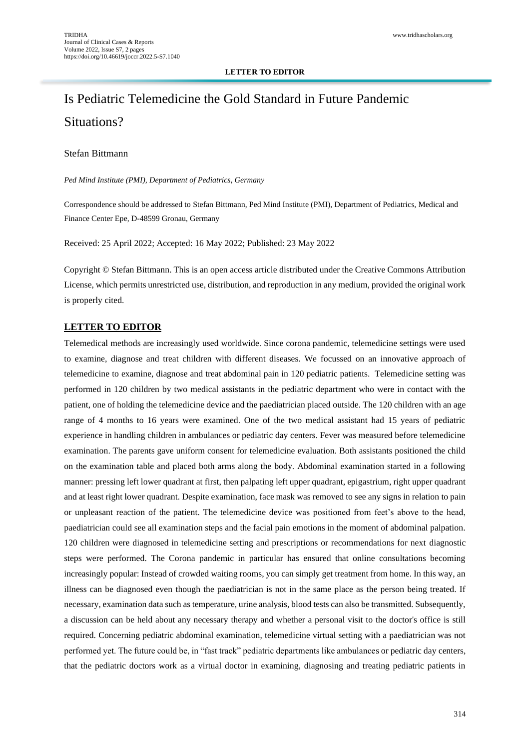**LETTER TO EDITOR**

# Is Pediatric Telemedicine the Gold Standard in Future Pandemic Situations?

Stefan Bittmann

*Ped Mind Institute (PMI), Department of Pediatrics, Germany*

Correspondence should be addressed to Stefan Bittmann, Ped Mind Institute (PMI), Department of Pediatrics, Medical and Finance Center Epe, D-48599 Gronau, Germany

Received: 25 April 2022; Accepted: 16 May 2022; Published: 23 May 2022

Copyright © Stefan Bittmann. This is an open access article distributed under the Creative Commons Attribution License, which permits unrestricted use, distribution, and reproduction in any medium, provided the original work is properly cited.

## LETTER TO EDITOR

Telemedical methods are increasingly used worldwide. Since corona pandemic, telemedicine settings were used to examine, diagnose and treat children with different diseases. We focussed on an innovative approach of telemedicine to examine, diagnose and treat abdominal pain in 120 pediatric patients. Telemedicine setting was performed in 120 children by two medical assistants in the pediatric department who were in contact with the patient, one of holding the telemedicine device and the paediatrician placed outside. The 120 children with an age range of 4 months to 16 years were examined. One of the two medical assistant had 15 years of pediatric experience in handling children in ambulances or pediatric day centers. Fever was measured before telemedicine examination. The parents gave uniform consent for telemedicine evaluation. Both assistants positioned the child on the examination table and placed both arms along the body. Abdominal examination started in a following manner: pressing left lower quadrant at first, then palpating left upper quadrant, epigastrium, right upper quadrant and at least right lower quadrant. Despite examination, face mask was removed to see any signs in relation to pain or unpleasant reaction of the patient. The telemedicine device was positioned from feet's above to the head, paediatrician could see all examination steps and the facial pain emotions in the moment of abdominal palpation. 120 children were diagnosed in telemedicine setting and prescriptions or recommendations for next diagnostic steps were performed. The Corona pandemic in particular has ensured that online consultations becoming increasingly popular: Instead of crowded waiting rooms, you can simply get treatment from home. In this way, an illness can be diagnosed even though the paediatrician is not in the same place as the person being treated. If necessary, examination data such as temperature, urine analysis, blood tests can also be transmitted. Subsequently, a discussion can be held about any necessary therapy and whether a personal visit to the doctor's office is still required. Concerning pediatric abdominal examination, telemedicine virtual setting with a paediatrician was not performed yet. The future could be, in "fast track" pediatric departments like ambulances or pediatric day centers, that the pediatric doctors work as a virtual doctor in examining, diagnosing and treating pediatric patients in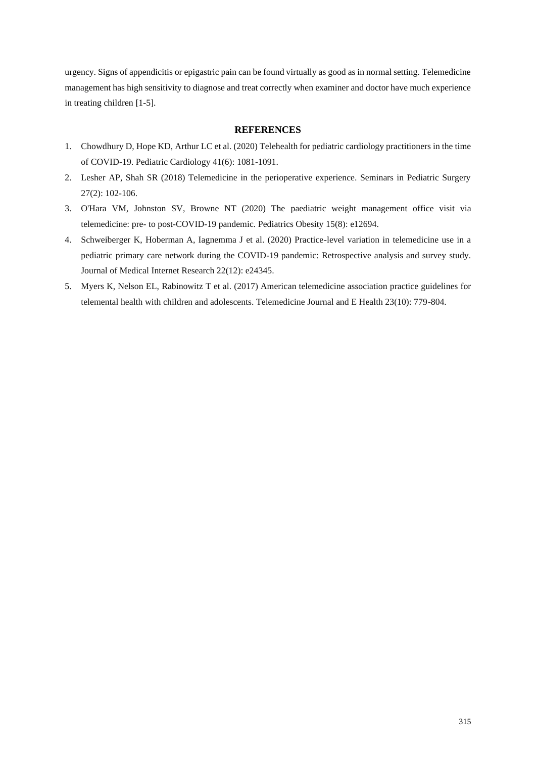urgency. Signs of appendicitis or epigastric pain can be found virtually as good as in normal setting. Telemedicine management has high sensitivity to diagnose and treat correctly when examiner and doctor have much experience in treating children [1-5].

## REFERENCES

1. Chowdhury D, Hope KD, Arthur LC et al. (2020) Telehealth for pediatric cardiology practitioners in the time of COVID-19. Pediatric Cardiology 41(6): 1081-1091.
2. Lesher AP, Shah SR (2018) Telemedicine in the perioperative experience. Seminars in Pediatric Surgery 27(2): 102-106.
3. O'Hara VM, Johnston SV, Browne NT (2020) The paediatric weight management office visit via telemedicine: pre- to post-COVID-19 pandemic. Pediatrics Obesity 15(8): e12694.
4. Schweiberger K, Hoberman A, Iagnemma J et al. (2020) Practice-level variation in telemedicine use in a pediatric primary care network during the COVID-19 pandemic: Retrospective analysis and survey study. Journal of Medical Internet Research 22(12): e24345.
5. Myers K, Nelson EL, Rabinowitz T et al. (2017) American telemedicine association practice guidelines for telemental health with children and adolescents. Telemedicine Journal and E Health 23(10): 779-804.